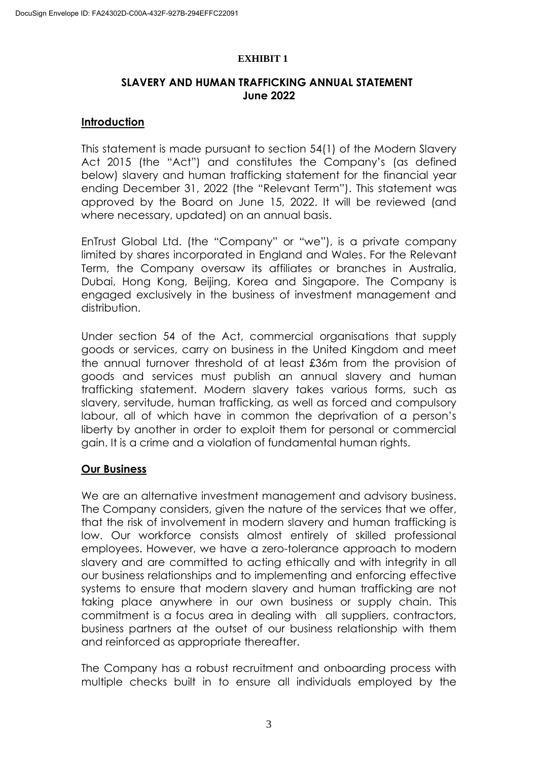**EXHIBIT 1**

## SLAVERY AND HUMAN TRAFFICKING ANNUAL STATEMENT
## June 2022

### Introduction

This statement is made pursuant to section 54(1) of the Modern Slavery Act 2015 (the "Act") and constitutes the Company's (as defined below) slavery and human trafficking statement for the financial year ending December 31, 2022 (the "Relevant Term"). This statement was approved by the Board on June 15, 2022. It will be reviewed (and where necessary, updated) on an annual basis.

EnTrust Global Ltd. (the "Company" or "we"), is a private company limited by shares incorporated in England and Wales. For the Relevant Term, the Company oversaw its affiliates or branches in Australia, Dubai, Hong Kong, Beijing, Korea and Singapore. The Company is engaged exclusively in the business of investment management and distribution.

Under section 54 of the Act, commercial organisations that supply goods or services, carry on business in the United Kingdom and meet the annual turnover threshold of at least £36m from the provision of goods and services must publish an annual slavery and human trafficking statement. Modern slavery takes various forms, such as slavery, servitude, human trafficking, as well as forced and compulsory labour, all of which have in common the deprivation of a person's liberty by another in order to exploit them for personal or commercial gain. It is a crime and a violation of fundamental human rights.

### Our Business

We are an alternative investment management and advisory business. The Company considers, given the nature of the services that we offer, that the risk of involvement in modern slavery and human trafficking is low. Our workforce consists almost entirely of skilled professional employees. However, we have a zero-tolerance approach to modern slavery and are committed to acting ethically and with integrity in all our business relationships and to implementing and enforcing effective systems to ensure that modern slavery and human trafficking are not taking place anywhere in our own business or supply chain. This commitment is a focus area in dealing with all suppliers, contractors, business partners at the outset of our business relationship with them and reinforced as appropriate thereafter.

The Company has a robust recruitment and onboarding process with multiple checks built in to ensure all individuals employed by the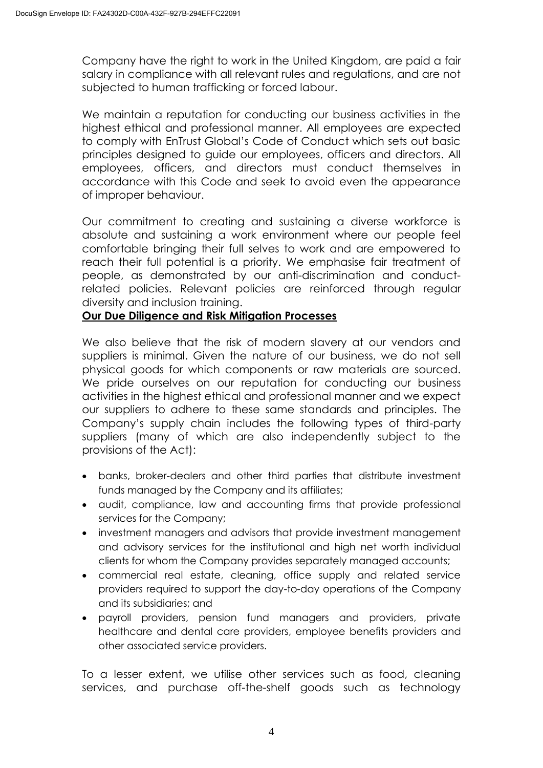Company have the right to work in the United Kingdom, are paid a fair salary in compliance with all relevant rules and regulations, and are not subjected to human trafficking or forced labour.

We maintain a reputation for conducting our business activities in the highest ethical and professional manner. All employees are expected to comply with EnTrust Global's Code of Conduct which sets out basic principles designed to guide our employees, officers and directors. All employees, officers, and directors must conduct themselves in accordance with this Code and seek to avoid even the appearance of improper behaviour.

Our commitment to creating and sustaining a diverse workforce is absolute and sustaining a work environment where our people feel comfortable bringing their full selves to work and are empowered to reach their full potential is a priority. We emphasise fair treatment of people, as demonstrated by our anti-discrimination and conduct-related policies. Relevant policies are reinforced through regular diversity and inclusion training.

**Our Due Diligence and Risk Mitigation Processes**

We also believe that the risk of modern slavery at our vendors and suppliers is minimal. Given the nature of our business, we do not sell physical goods for which components or raw materials are sourced. We pride ourselves on our reputation for conducting our business activities in the highest ethical and professional manner and we expect our suppliers to adhere to these same standards and principles. The Company's supply chain includes the following types of third-party suppliers (many of which are also independently subject to the provisions of the Act):

- banks, broker-dealers and other third parties that distribute investment funds managed by the Company and its affiliates;
- audit, compliance, law and accounting firms that provide professional services for the Company;
- investment managers and advisors that provide investment management and advisory services for the institutional and high net worth individual clients for whom the Company provides separately managed accounts;
- commercial real estate, cleaning, office supply and related service providers required to support the day-to-day operations of the Company and its subsidiaries; and
- payroll providers, pension fund managers and providers, private healthcare and dental care providers, employee benefits providers and other associated service providers.

To a lesser extent, we utilise other services such as food, cleaning services, and purchase off-the-shelf goods such as technology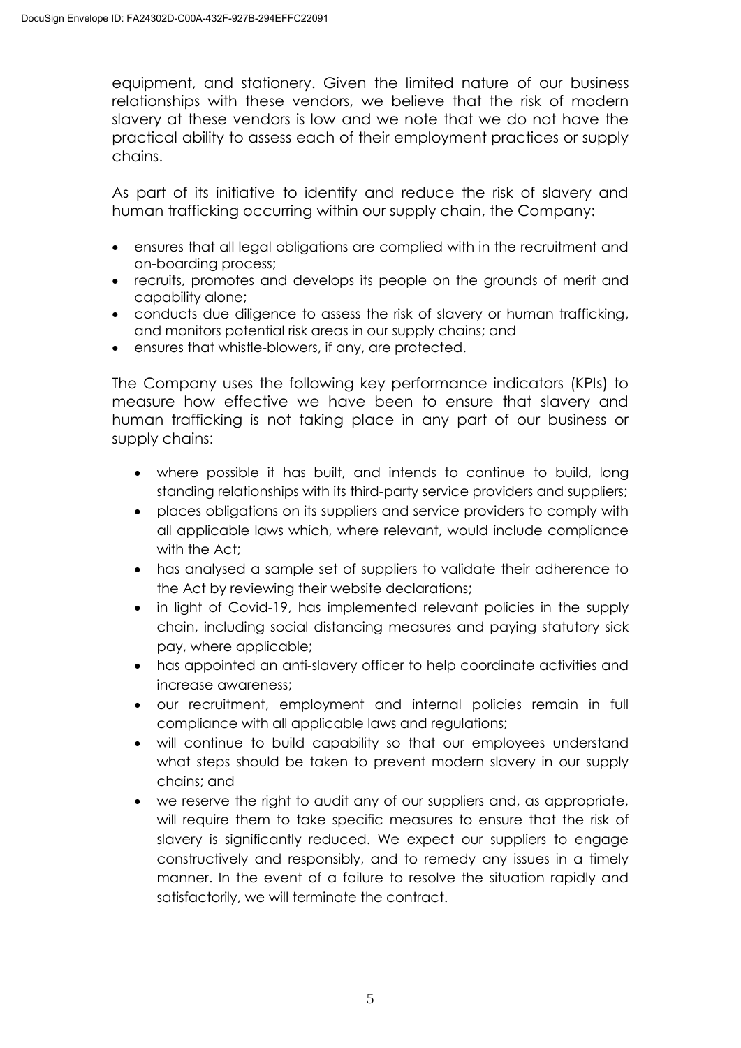equipment, and stationery. Given the limited nature of our business relationships with these vendors, we believe that the risk of modern slavery at these vendors is low and we note that we do not have the practical ability to assess each of their employment practices or supply chains.

As part of its initiative to identify and reduce the risk of slavery and human trafficking occurring within our supply chain, the Company:

- ensures that all legal obligations are complied with in the recruitment and on-boarding process;
- recruits, promotes and develops its people on the grounds of merit and capability alone;
- conducts due diligence to assess the risk of slavery or human trafficking, and monitors potential risk areas in our supply chains; and
- ensures that whistle-blowers, if any, are protected.

The Company uses the following key performance indicators (KPIs) to measure how effective we have been to ensure that slavery and human trafficking is not taking place in any part of our business or supply chains:

- where possible it has built, and intends to continue to build, long standing relationships with its third-party service providers and suppliers;
- places obligations on its suppliers and service providers to comply with all applicable laws which, where relevant, would include compliance with the Act;
- has analysed a sample set of suppliers to validate their adherence to the Act by reviewing their website declarations;
- in light of Covid-19, has implemented relevant policies in the supply chain, including social distancing measures and paying statutory sick pay, where applicable;
- has appointed an anti-slavery officer to help coordinate activities and increase awareness;
- our recruitment, employment and internal policies remain in full compliance with all applicable laws and regulations;
- will continue to build capability so that our employees understand what steps should be taken to prevent modern slavery in our supply chains; and
- we reserve the right to audit any of our suppliers and, as appropriate, will require them to take specific measures to ensure that the risk of slavery is significantly reduced. We expect our suppliers to engage constructively and responsibly, and to remedy any issues in a timely manner. In the event of a failure to resolve the situation rapidly and satisfactorily, we will terminate the contract.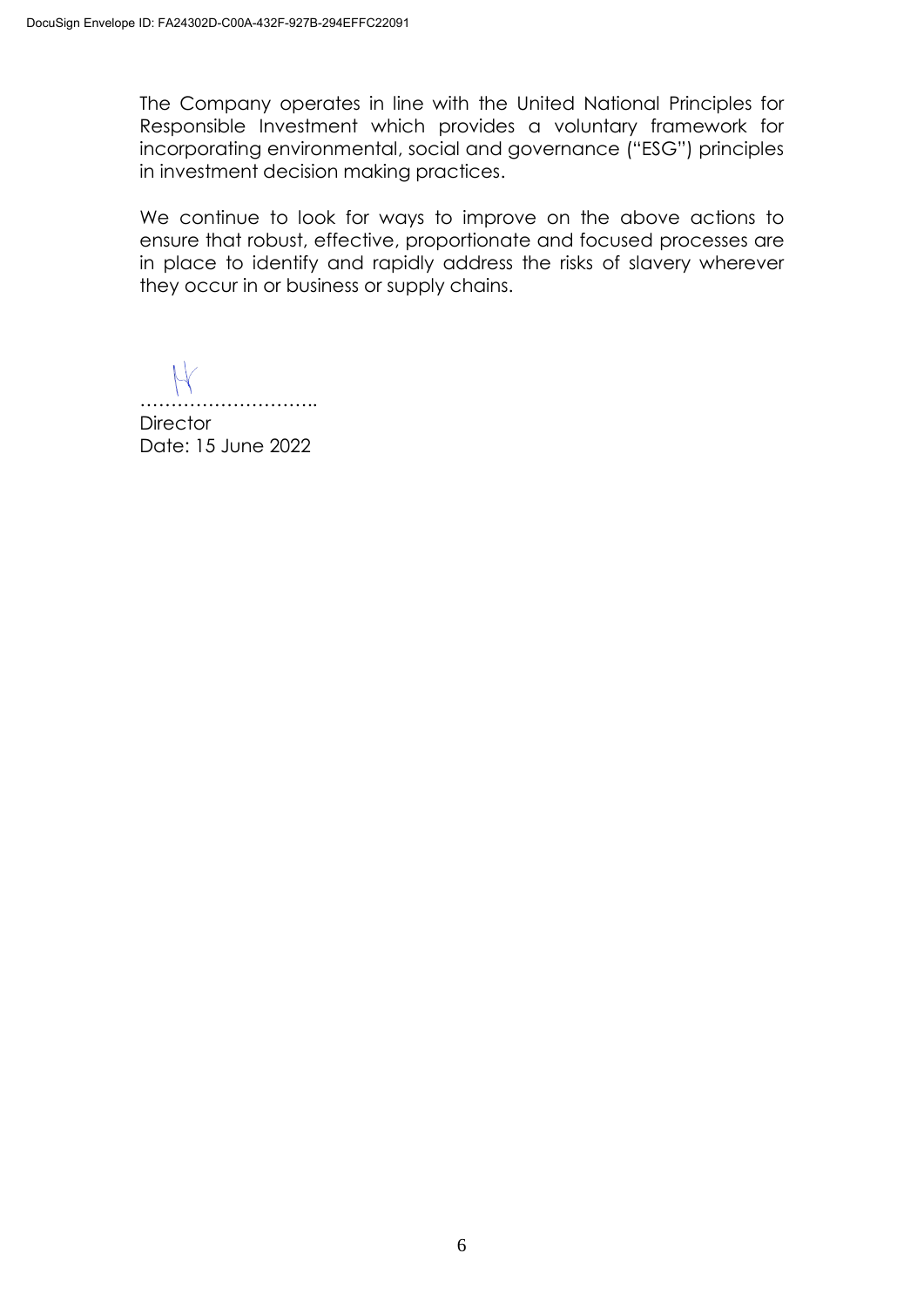DocuSign Envelope ID: FA24302D-C00A-432F-927B-294EFFC22091

The Company operates in line with the United National Principles for Responsible Investment which provides a voluntary framework for incorporating environmental, social and governance ("ESG") principles in investment decision making practices.

We continue to look for ways to improve on the above actions to ensure that robust, effective, proportionate and focused processes are in place to identify and rapidly address the risks of slavery wherever they occur in or business or supply chains.

……………………….

Director

Date: 15 June 2022